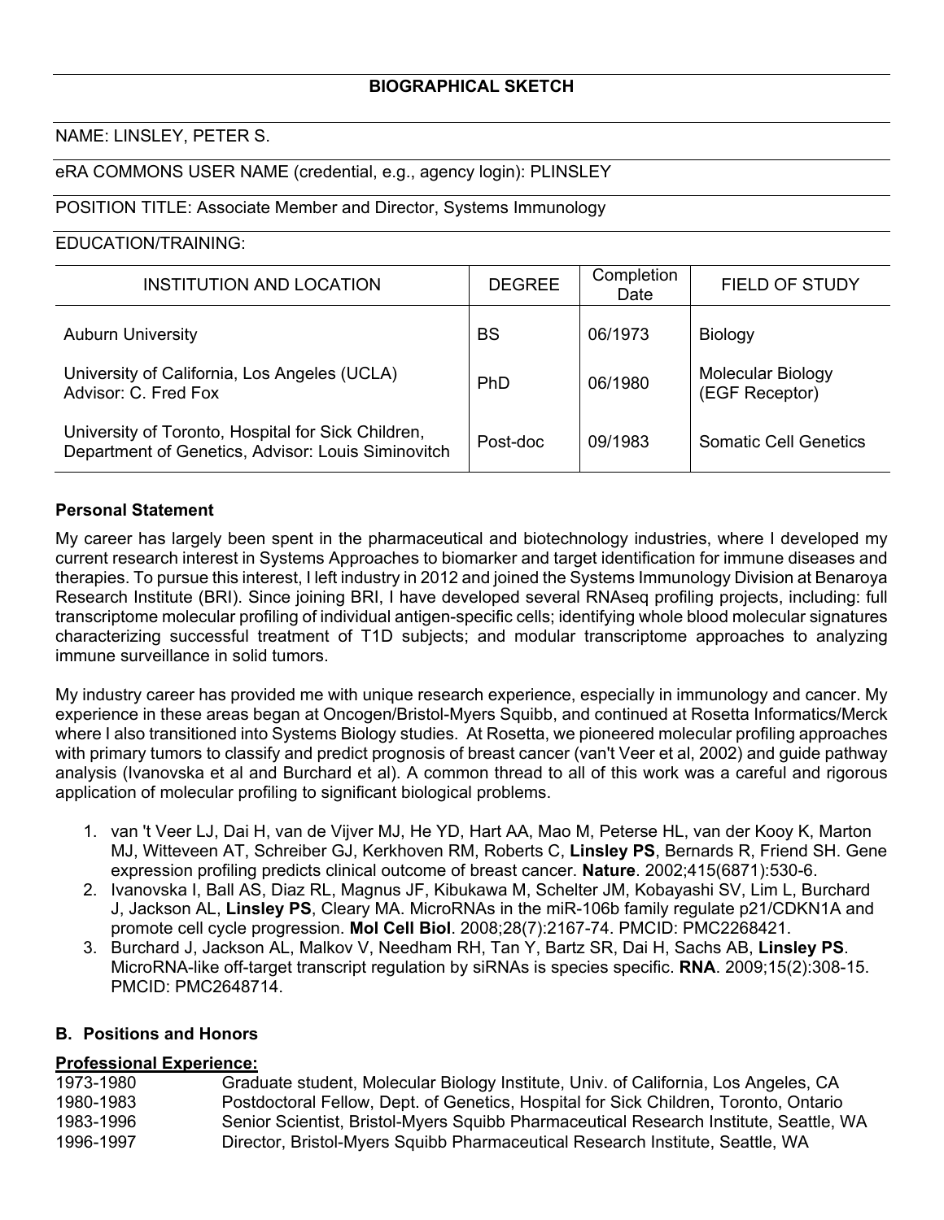## BIOGRAPHICAL SKETCH

NAME: LINSLEY, PETER S.

eRA COMMONS USER NAME (credential, e.g., agency login): PLINSLEY

POSITION TITLE: Associate Member and Director, Systems Immunology

EDUCATION/TRAINING:

| INSTITUTION AND LOCATION | DEGREE | Completion Date | FIELD OF STUDY |
|---|---|---|---|
| Auburn University | BS | 06/1973 | Biology |
| University of California, Los Angeles (UCLA) Advisor: C. Fred Fox | PhD | 06/1980 | Molecular Biology (EGF Receptor) |
| University of Toronto, Hospital for Sick Children, Department of Genetics, Advisor: Louis Siminovitch | Post-doc | 09/1983 | Somatic Cell Genetics |

**Personal Statement**

My career has largely been spent in the pharmaceutical and biotechnology industries, where I developed my current research interest in Systems Approaches to biomarker and target identification for immune diseases and therapies. To pursue this interest, I left industry in 2012 and joined the Systems Immunology Division at Benaroya Research Institute (BRI). Since joining BRI, I have developed several RNAseq profiling projects, including: full transcriptome molecular profiling of individual antigen-specific cells; identifying whole blood molecular signatures characterizing successful treatment of T1D subjects; and modular transcriptome approaches to analyzing immune surveillance in solid tumors.

My industry career has provided me with unique research experience, especially in immunology and cancer. My experience in these areas began at Oncogen/Bristol-Myers Squibb, and continued at Rosetta Informatics/Merck where I also transitioned into Systems Biology studies. At Rosetta, we pioneered molecular profiling approaches with primary tumors to classify and predict prognosis of breast cancer (van't Veer et al, 2002) and guide pathway analysis (Ivanovska et al and Burchard et al). A common thread to all of this work was a careful and rigorous application of molecular profiling to significant biological problems.

1. van 't Veer LJ, Dai H, van de Vijver MJ, He YD, Hart AA, Mao M, Peterse HL, van der Kooy K, Marton MJ, Witteveen AT, Schreiber GJ, Kerkhoven RM, Roberts C, **Linsley PS**, Bernards R, Friend SH. Gene expression profiling predicts clinical outcome of breast cancer. **Nature**. 2002;415(6871):530-6.
2. Ivanovska I, Ball AS, Diaz RL, Magnus JF, Kibukawa M, Schelter JM, Kobayashi SV, Lim L, Burchard J, Jackson AL, **Linsley PS**, Cleary MA. MicroRNAs in the miR-106b family regulate p21/CDKN1A and promote cell cycle progression. **Mol Cell Biol**. 2008;28(7):2167-74. PMCID: PMC2268421.
3. Burchard J, Jackson AL, Malkov V, Needham RH, Tan Y, Bartz SR, Dai H, Sachs AB, **Linsley PS**. MicroRNA-like off-target transcript regulation by siRNAs is species specific. **RNA**. 2009;15(2):308-15. PMCID: PMC2648714.

### B. Positions and Honors

**Professional Experience:**

| | |
|---|---|
| 1973-1980 | Graduate student, Molecular Biology Institute, Univ. of California, Los Angeles, CA |
| 1980-1983 | Postdoctoral Fellow, Dept. of Genetics, Hospital for Sick Children, Toronto, Ontario |
| 1983-1996 | Senior Scientist, Bristol-Myers Squibb Pharmaceutical Research Institute, Seattle, WA |
| 1996-1997 | Director, Bristol-Myers Squibb Pharmaceutical Research Institute, Seattle, WA |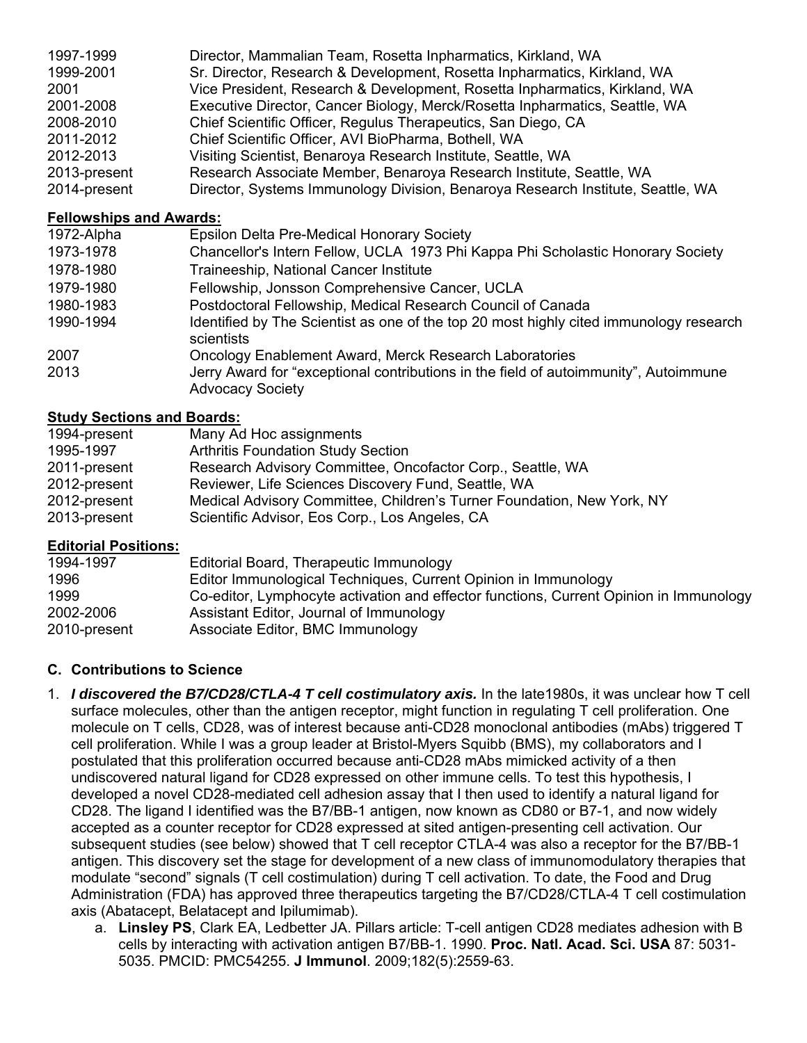| | |
|---|---|
| 1997-1999 | Director, Mammalian Team, Rosetta Inpharmatics, Kirkland, WA |
| 1999-2001 | Sr. Director, Research & Development, Rosetta Inpharmatics, Kirkland, WA |
| 2001 | Vice President, Research & Development, Rosetta Inpharmatics, Kirkland, WA |
| 2001-2008 | Executive Director, Cancer Biology, Merck/Rosetta Inpharmatics, Seattle, WA |
| 2008-2010 | Chief Scientific Officer, Regulus Therapeutics, San Diego, CA |
| 2011-2012 | Chief Scientific Officer, AVI BioPharma, Bothell, WA |
| 2012-2013 | Visiting Scientist, Benaroya Research Institute, Seattle, WA |
| 2013-present | Research Associate Member, Benaroya Research Institute, Seattle, WA |
| 2014-present | Director, Systems Immunology Division, Benaroya Research Institute, Seattle, WA |

**Fellowships and Awards:**

| | |
|---|---|
| 1972-Alpha | Epsilon Delta Pre-Medical Honorary Society |
| 1973-1978 | Chancellor's Intern Fellow, UCLA 1973 Phi Kappa Phi Scholastic Honorary Society |
| 1978-1980 | Traineeship, National Cancer Institute |
| 1979-1980 | Fellowship, Jonsson Comprehensive Cancer, UCLA |
| 1980-1983 | Postdoctoral Fellowship, Medical Research Council of Canada |
| 1990-1994 | Identified by The Scientist as one of the top 20 most highly cited immunology research scientists |
| 2007 | Oncology Enablement Award, Merck Research Laboratories |
| 2013 | Jerry Award for "exceptional contributions in the field of autoimmunity", Autoimmune Advocacy Society |

**Study Sections and Boards:**

| | |
|---|---|
| 1994-present | Many Ad Hoc assignments |
| 1995-1997 | Arthritis Foundation Study Section |
| 2011-present | Research Advisory Committee, Oncofactor Corp., Seattle, WA |
| 2012-present | Reviewer, Life Sciences Discovery Fund, Seattle, WA |
| 2012-present | Medical Advisory Committee, Children's Turner Foundation, New York, NY |
| 2013-present | Scientific Advisor, Eos Corp., Los Angeles, CA |

**Editorial Positions:**

| | |
|---|---|
| 1994-1997 | Editorial Board, Therapeutic Immunology |
| 1996 | Editor Immunological Techniques, Current Opinion in Immunology |
| 1999 | Co-editor, Lymphocyte activation and effector functions, Current Opinion in Immunology |
| 2002-2006 | Assistant Editor, Journal of Immunology |
| 2010-present | Associate Editor, BMC Immunology |

## C. Contributions to Science

1. ***I discovered the B7/CD28/CTLA-4 T cell costimulatory axis.*** In the late1980s, it was unclear how T cell surface molecules, other than the antigen receptor, might function in regulating T cell proliferation. One molecule on T cells, CD28, was of interest because anti-CD28 monoclonal antibodies (mAbs) triggered T cell proliferation. While I was a group leader at Bristol-Myers Squibb (BMS), my collaborators and I postulated that this proliferation occurred because anti-CD28 mAbs mimicked activity of a then undiscovered natural ligand for CD28 expressed on other immune cells. To test this hypothesis, I developed a novel CD28-mediated cell adhesion assay that I then used to identify a natural ligand for CD28. The ligand I identified was the B7/BB-1 antigen, now known as CD80 or B7-1, and now widely accepted as a counter receptor for CD28 expressed at sited antigen-presenting cell activation. Our subsequent studies (see below) showed that T cell receptor CTLA-4 was also a receptor for the B7/BB-1 antigen. This discovery set the stage for development of a new class of immunomodulatory therapies that modulate "second" signals (T cell costimulation) during T cell activation. To date, the Food and Drug Administration (FDA) has approved three therapeutics targeting the B7/CD28/CTLA-4 T cell costimulation axis (Abatacept, Belatacept and Ipilumimab).
    a. **Linsley PS**, Clark EA, Ledbetter JA. Pillars article: T-cell antigen CD28 mediates adhesion with B cells by interacting with activation antigen B7/BB-1. 1990. **Proc. Natl. Acad. Sci. USA** 87: 5031-5035. PMCID: PMC54255. **J Immunol**. 2009;182(5):2559-63.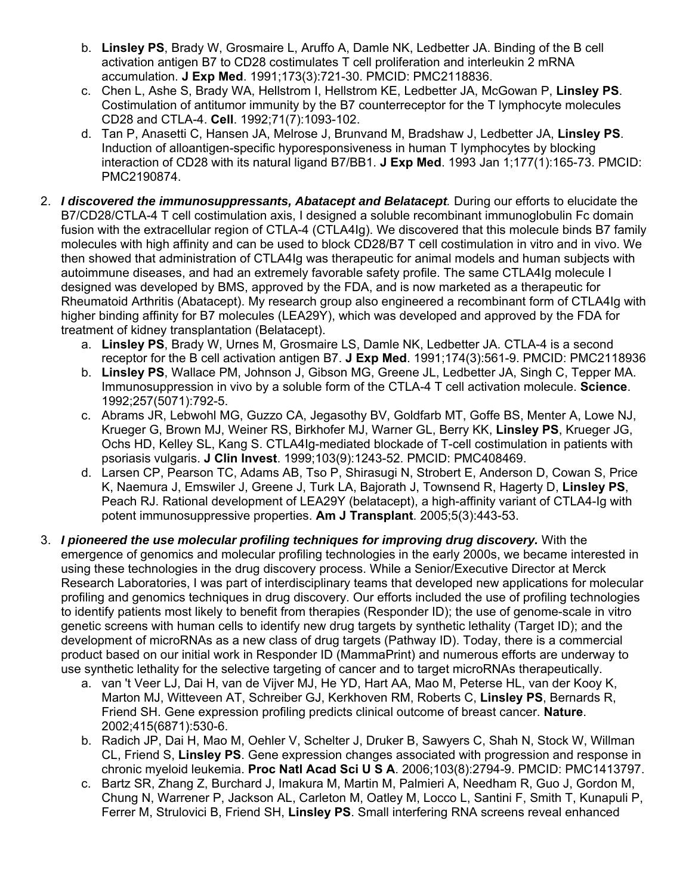b. **Linsley PS**, Brady W, Grosmaire L, Aruffo A, Damle NK, Ledbetter JA. Binding of the B cell activation antigen B7 to CD28 costimulates T cell proliferation and interleukin 2 mRNA accumulation. **J Exp Med**. 1991;173(3):721-30. PMCID: PMC2118836.
   c. Chen L, Ashe S, Brady WA, Hellstrom I, Hellstrom KE, Ledbetter JA, McGowan P, **Linsley PS**. Costimulation of antitumor immunity by the B7 counterreceptor for the T lymphocyte molecules CD28 and CTLA-4. **Cell**. 1992;71(7):1093-102.
   d. Tan P, Anasetti C, Hansen JA, Melrose J, Brunvand M, Bradshaw J, Ledbetter JA, **Linsley PS**. Induction of alloantigen-specific hyporesponsiveness in human T lymphocytes by blocking interaction of CD28 with its natural ligand B7/BB1. **J Exp Med**. 1993 Jan 1;177(1):165-73. PMCID: PMC2190874.

2. ***I discovered the immunosuppressants, Abatacept and Belatacept***. During our efforts to elucidate the B7/CD28/CTLA-4 T cell costimulation axis, I designed a soluble recombinant immunoglobulin Fc domain fusion with the extracellular region of CTLA-4 (CTLA4Ig). We discovered that this molecule binds B7 family molecules with high affinity and can be used to block CD28/B7 T cell costimulation in vitro and in vivo. We then showed that administration of CTLA4Ig was therapeutic for animal models and human subjects with autoimmune diseases, and had an extremely favorable safety profile. The same CTLA4Ig molecule I designed was developed by BMS, approved by the FDA, and is now marketed as a therapeutic for Rheumatoid Arthritis (Abatacept). My research group also engineered a recombinant form of CTLA4Ig with higher binding affinity for B7 molecules (LEA29Y), which was developed and approved by the FDA for treatment of kidney transplantation (Belatacept).
   a. **Linsley PS**, Brady W, Urnes M, Grosmaire LS, Damle NK, Ledbetter JA. CTLA-4 is a second receptor for the B cell activation antigen B7. **J Exp Med**. 1991;174(3):561-9. PMCID: PMC2118936
   b. **Linsley PS**, Wallace PM, Johnson J, Gibson MG, Greene JL, Ledbetter JA, Singh C, Tepper MA. Immunosuppression in vivo by a soluble form of the CTLA-4 T cell activation molecule. **Science**. 1992;257(5071):792-5.
   c. Abrams JR, Lebwohl MG, Guzzo CA, Jegasothy BV, Goldfarb MT, Goffe BS, Menter A, Lowe NJ, Krueger G, Brown MJ, Weiner RS, Birkhofer MJ, Warner GL, Berry KK, **Linsley PS**, Krueger JG, Ochs HD, Kelley SL, Kang S. CTLA4Ig-mediated blockade of T-cell costimulation in patients with psoriasis vulgaris. **J Clin Invest**. 1999;103(9):1243-52. PMCID: PMC408469.
   d. Larsen CP, Pearson TC, Adams AB, Tso P, Shirasugi N, Strobert E, Anderson D, Cowan S, Price K, Naemura J, Emswiler J, Greene J, Turk LA, Bajorath J, Townsend R, Hagerty D, **Linsley PS**, Peach RJ. Rational development of LEA29Y (belatacept), a high-affinity variant of CTLA4-Ig with potent immunosuppressive properties. **Am J Transplant**. 2005;5(3):443-53.

3. ***I pioneered the use molecular profiling techniques for improving drug discovery.*** With the emergence of genomics and molecular profiling technologies in the early 2000s, we became interested in using these technologies in the drug discovery process. While a Senior/Executive Director at Merck Research Laboratories, I was part of interdisciplinary teams that developed new applications for molecular profiling and genomics techniques in drug discovery. Our efforts included the use of profiling technologies to identify patients most likely to benefit from therapies (Responder ID); the use of genome-scale in vitro genetic screens with human cells to identify new drug targets by synthetic lethality (Target ID); and the development of microRNAs as a new class of drug targets (Pathway ID). Today, there is a commercial product based on our initial work in Responder ID (MammaPrint) and numerous efforts are underway to use synthetic lethality for the selective targeting of cancer and to target microRNAs therapeutically.
   a. van 't Veer LJ, Dai H, van de Vijver MJ, He YD, Hart AA, Mao M, Peterse HL, van der Kooy K, Marton MJ, Witteveen AT, Schreiber GJ, Kerkhoven RM, Roberts C, **Linsley PS**, Bernards R, Friend SH. Gene expression profiling predicts clinical outcome of breast cancer. **Nature**. 2002;415(6871):530-6.
   b. Radich JP, Dai H, Mao M, Oehler V, Schelter J, Druker B, Sawyers C, Shah N, Stock W, Willman CL, Friend S, **Linsley PS**. Gene expression changes associated with progression and response in chronic myeloid leukemia. **Proc Natl Acad Sci U S A**. 2006;103(8):2794-9. PMCID: PMC1413797.
   c. Bartz SR, Zhang Z, Burchard J, Imakura M, Martin M, Palmieri A, Needham R, Guo J, Gordon M, Chung N, Warrener P, Jackson AL, Carleton M, Oatley M, Locco L, Santini F, Smith T, Kunapuli P, Ferrer M, Strulovici B, Friend SH, **Linsley PS**. Small interfering RNA screens reveal enhanced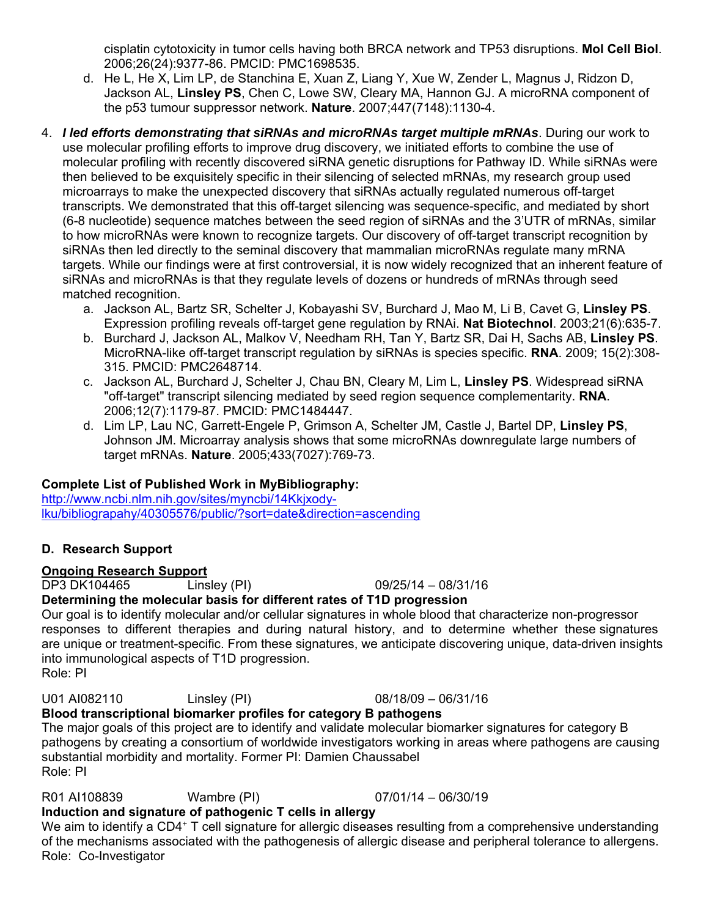cisplatin cytotoxicity in tumor cells having both BRCA network and TP53 disruptions. **Mol Cell Biol**. 2006;26(24):9377-86. PMCID: PMC1698535.

   d. He L, He X, Lim LP, de Stanchina E, Xuan Z, Liang Y, Xue W, Zender L, Magnus J, Ridzon D, Jackson AL, **Linsley PS**, Chen C, Lowe SW, Cleary MA, Hannon GJ. A microRNA component of the p53 tumour suppressor network. **Nature**. 2007;447(7148):1130-4.

4. ***I led efforts demonstrating that siRNAs and microRNAs target multiple mRNAs***. During our work to use molecular profiling efforts to improve drug discovery, we initiated efforts to combine the use of molecular profiling with recently discovered siRNA genetic disruptions for Pathway ID. While siRNAs were then believed to be exquisitely specific in their silencing of selected mRNAs, my research group used microarrays to make the unexpected discovery that siRNAs actually regulated numerous off-target transcripts. We demonstrated that this off-target silencing was sequence-specific, and mediated by short (6-8 nucleotide) sequence matches between the seed region of siRNAs and the 3'UTR of mRNAs, similar to how microRNAs were known to recognize targets. Our discovery of off-target transcript recognition by siRNAs then led directly to the seminal discovery that mammalian microRNAs regulate many mRNA targets. While our findings were at first controversial, it is now widely recognized that an inherent feature of siRNAs and microRNAs is that they regulate levels of dozens or hundreds of mRNAs through seed matched recognition.
   a. Jackson AL, Bartz SR, Schelter J, Kobayashi SV, Burchard J, Mao M, Li B, Cavet G, **Linsley PS**. Expression profiling reveals off-target gene regulation by RNAi. **Nat Biotechnol**. 2003;21(6):635-7.
   b. Burchard J, Jackson AL, Malkov V, Needham RH, Tan Y, Bartz SR, Dai H, Sachs AB, **Linsley PS**. MicroRNA-like off-target transcript regulation by siRNAs is species specific. **RNA**. 2009; 15(2):308-315. PMCID: PMC2648714.
   c. Jackson AL, Burchard J, Schelter J, Chau BN, Cleary M, Lim L, **Linsley PS**. Widespread siRNA "off-target" transcript silencing mediated by seed region sequence complementarity. **RNA**. 2006;12(7):1179-87. PMCID: PMC1484447.
   d. Lim LP, Lau NC, Garrett-Engele P, Grimson A, Schelter JM, Castle J, Bartel DP, **Linsley PS**, Johnson JM. Microarray analysis shows that some microRNAs downregulate large numbers of target mRNAs. **Nature**. 2005;433(7027):769-73.

**Complete List of Published Work in MyBibliography:**
http://www.ncbi.nlm.nih.gov/sites/myncbi/14Kkjxody-lku/bibliograpahy/40305576/public/?sort=date&direction=ascending

### D. Research Support

**Ongoing Research Support**

DP3 DK104465 Linsley (PI) 09/25/14 – 08/31/16
**Determining the molecular basis for different rates of T1D progression**
Our goal is to identify molecular and/or cellular signatures in whole blood that characterize non-progressor responses to different therapies and during natural history, and to determine whether these signatures are unique or treatment-specific. From these signatures, we anticipate discovering unique, data-driven insights into immunological aspects of T1D progression.
Role: PI

U01 AI082110 Linsley (PI) 08/18/09 – 06/31/16
**Blood transcriptional biomarker profiles for category B pathogens**
The major goals of this project are to identify and validate molecular biomarker signatures for category B pathogens by creating a consortium of worldwide investigators working in areas where pathogens are causing substantial morbidity and mortality. Former PI: Damien Chaussabel
Role: PI

R01 AI108839 Wambre (PI) 07/01/14 – 06/30/19
**Induction and signature of pathogenic T cells in allergy**
We aim to identify a CD4⁺ T cell signature for allergic diseases resulting from a comprehensive understanding of the mechanisms associated with the pathogenesis of allergic disease and peripheral tolerance to allergens.
Role: Co-Investigator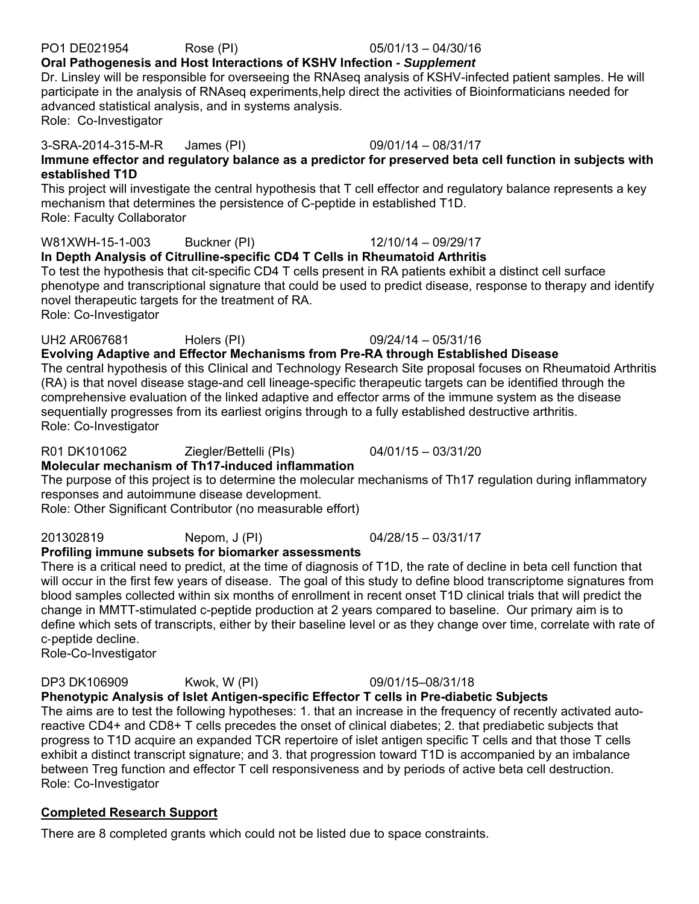PO1 DE021954 Rose (PI) 05/01/13 – 04/30/16

**Oral Pathogenesis and Host Interactions of KSHV Infection - *Supplement***

Dr. Linsley will be responsible for overseeing the RNAseq analysis of KSHV-infected patient samples. He will participate in the analysis of RNAseq experiments,help direct the activities of Bioinformaticians needed for advanced statistical analysis, and in systems analysis.

Role: Co-Investigator

3-SRA-2014-315-M-R James (PI) 09/01/14 – 08/31/17

**Immune effector and regulatory balance as a predictor for preserved beta cell function in subjects with established T1D**

This project will investigate the central hypothesis that T cell effector and regulatory balance represents a key mechanism that determines the persistence of C-peptide in established T1D.

Role: Faculty Collaborator

W81XWH-15-1-003 Buckner (PI) 12/10/14 – 09/29/17

**In Depth Analysis of Citrulline-specific CD4 T Cells in Rheumatoid Arthritis**

To test the hypothesis that cit-specific CD4 T cells present in RA patients exhibit a distinct cell surface phenotype and transcriptional signature that could be used to predict disease, response to therapy and identify novel therapeutic targets for the treatment of RA.

Role: Co-Investigator

UH2 AR067681 Holers (PI) 09/24/14 – 05/31/16

**Evolving Adaptive and Effector Mechanisms from Pre-RA through Established Disease**

The central hypothesis of this Clinical and Technology Research Site proposal focuses on Rheumatoid Arthritis (RA) is that novel disease stage-and cell lineage-specific therapeutic targets can be identified through the comprehensive evaluation of the linked adaptive and effector arms of the immune system as the disease sequentially progresses from its earliest origins through to a fully established destructive arthritis.

Role: Co-Investigator

R01 DK101062 Ziegler/Bettelli (PIs) 04/01/15 – 03/31/20

**Molecular mechanism of Th17-induced inflammation**

The purpose of this project is to determine the molecular mechanisms of Th17 regulation during inflammatory responses and autoimmune disease development.

Role: Other Significant Contributor (no measurable effort)

201302819 Nepom, J (PI) 04/28/15 – 03/31/17

**Profiling immune subsets for biomarker assessments**

There is a critical need to predict, at the time of diagnosis of T1D, the rate of decline in beta cell function that will occur in the first few years of disease. The goal of this study to define blood transcriptome signatures from blood samples collected within six months of enrollment in recent onset T1D clinical trials that will predict the change in MMTT-stimulated c-peptide production at 2 years compared to baseline. Our primary aim is to define which sets of transcripts, either by their baseline level or as they change over time, correlate with rate of c-peptide decline.

Role-Co-Investigator

DP3 DK106909 Kwok, W (PI) 09/01/15–08/31/18

**Phenotypic Analysis of Islet Antigen-specific Effector T cells in Pre-diabetic Subjects**

The aims are to test the following hypotheses: 1. that an increase in the frequency of recently activated auto-reactive CD4+ and CD8+ T cells precedes the onset of clinical diabetes; 2. that prediabetic subjects that progress to T1D acquire an expanded TCR repertoire of islet antigen specific T cells and that those T cells exhibit a distinct transcript signature; and 3. that progression toward T1D is accompanied by an imbalance between Treg function and effector T cell responsiveness and by periods of active beta cell destruction.

Role: Co-Investigator

**<u>Completed Research Support</u>**

There are 8 completed grants which could not be listed due to space constraints.